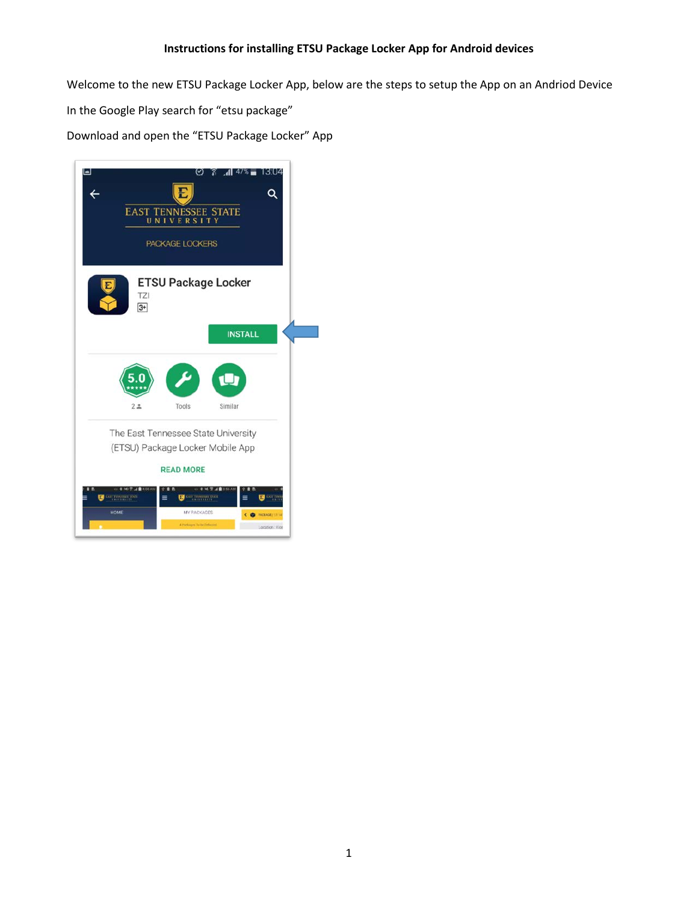**Instructions for installing ETSU Package Locker App for Android devices**

Welcome to the new ETSU Package Locker App, below are the steps to setup the App on an Andriod Device

In the Google Play search for “etsu package”

Download and open the “ETSU Package Locker” App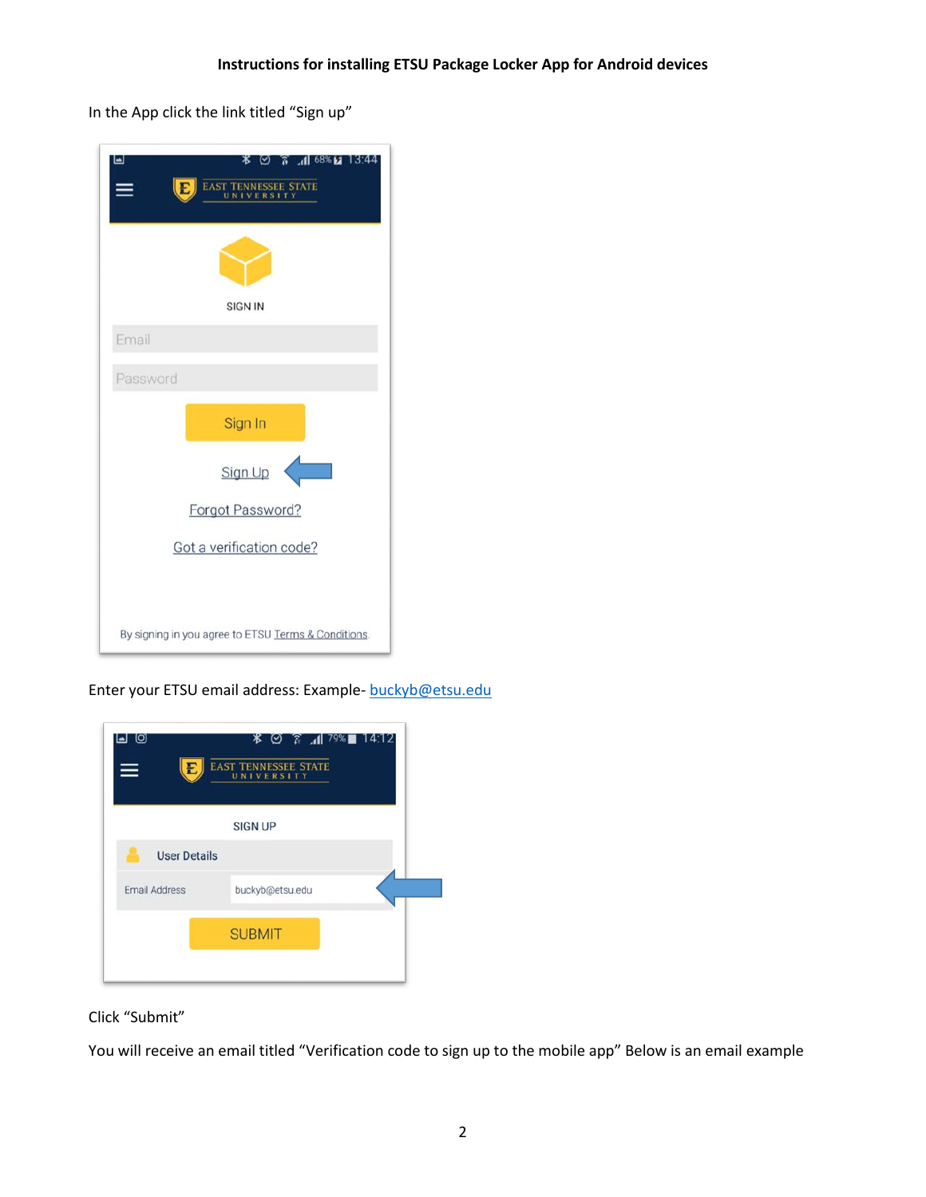**Instructions for installing ETSU Package Locker App for Android devices**

In the App click the link titled "Sign up"

Enter your ETSU email address: Example- buckyb@etsu.edu

Click "Submit"

You will receive an email titled "Verification code to sign up to the mobile app" Below is an email example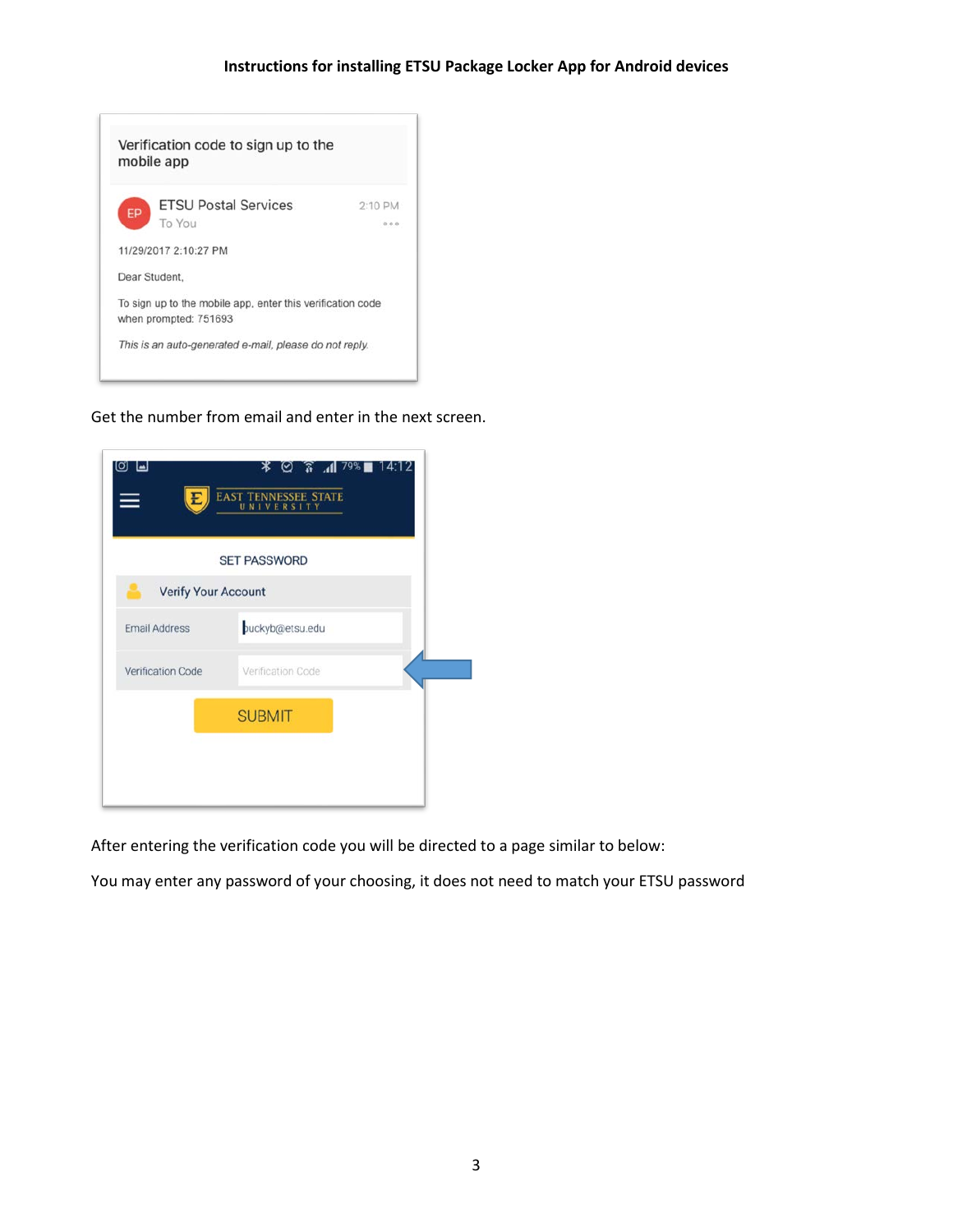Get the number from email and enter in the next screen.

After entering the verification code you will be directed to a page similar to below:

You may enter any password of your choosing, it does not need to match your ETSU password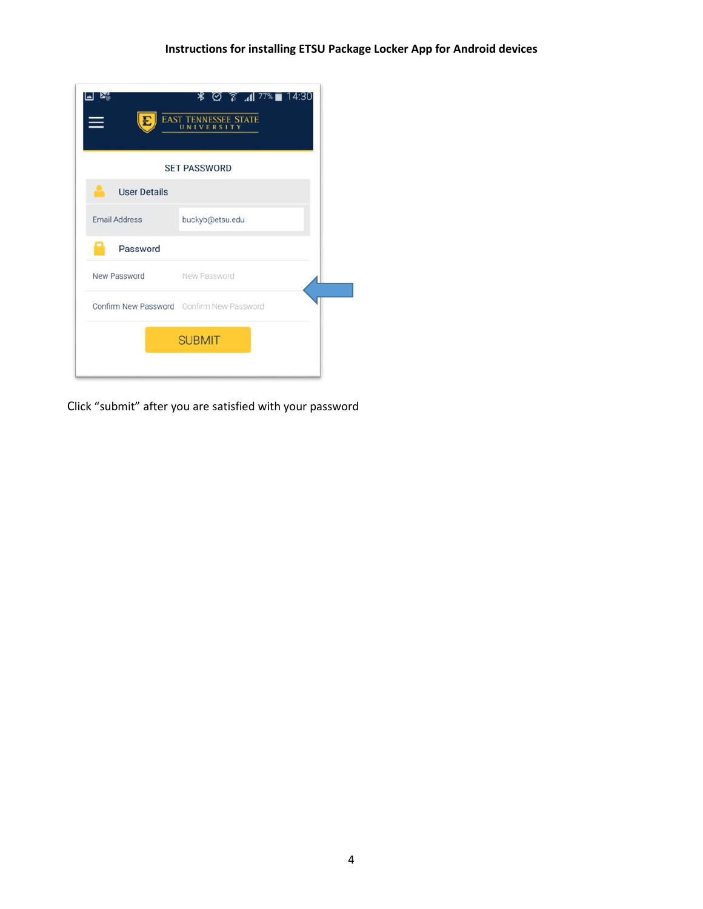Click “submit” after you are satisfied with your password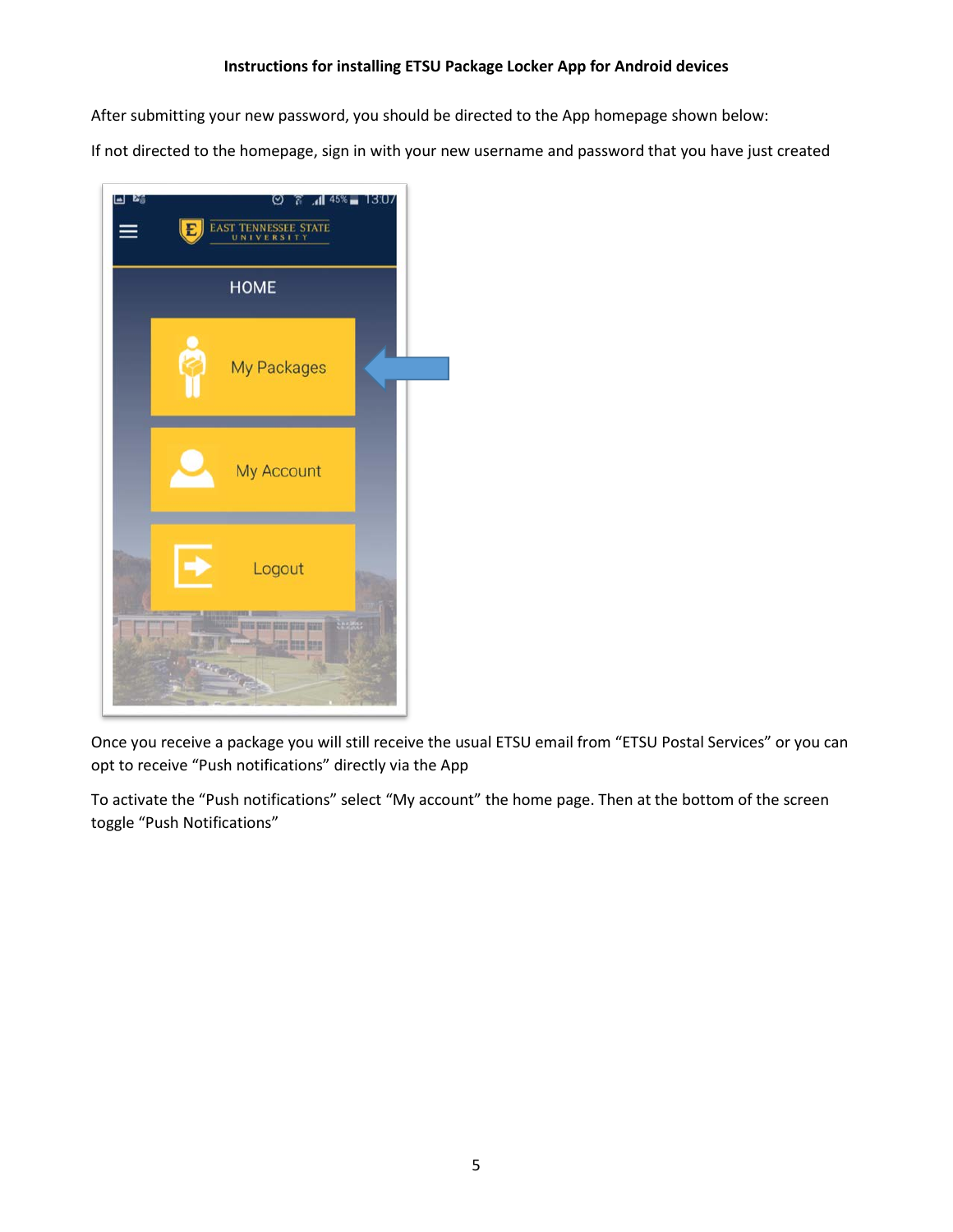**Instructions for installing ETSU Package Locker App for Android devices**

After submitting your new password, you should be directed to the App homepage shown below:

If not directed to the homepage, sign in with your new username and password that you have just created

Once you receive a package you will still receive the usual ETSU email from "ETSU Postal Services" or you can opt to receive "Push notifications" directly via the App

To activate the "Push notifications" select "My account" the home page. Then at the bottom of the screen toggle "Push Notifications"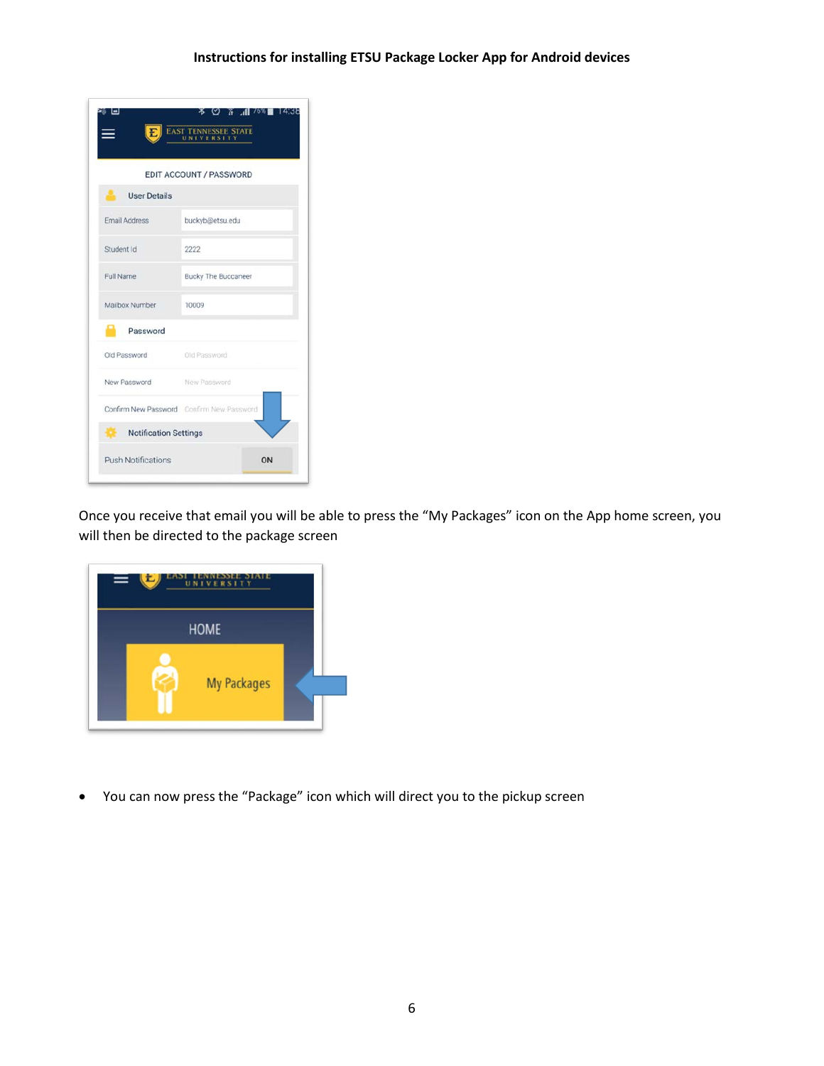**Instructions for installing ETSU Package Locker App for Android devices**

Once you receive that email you will be able to press the "My Packages" icon on the App home screen, you will then be directed to the package screen

- You can now press the "Package" icon which will direct you to the pickup screen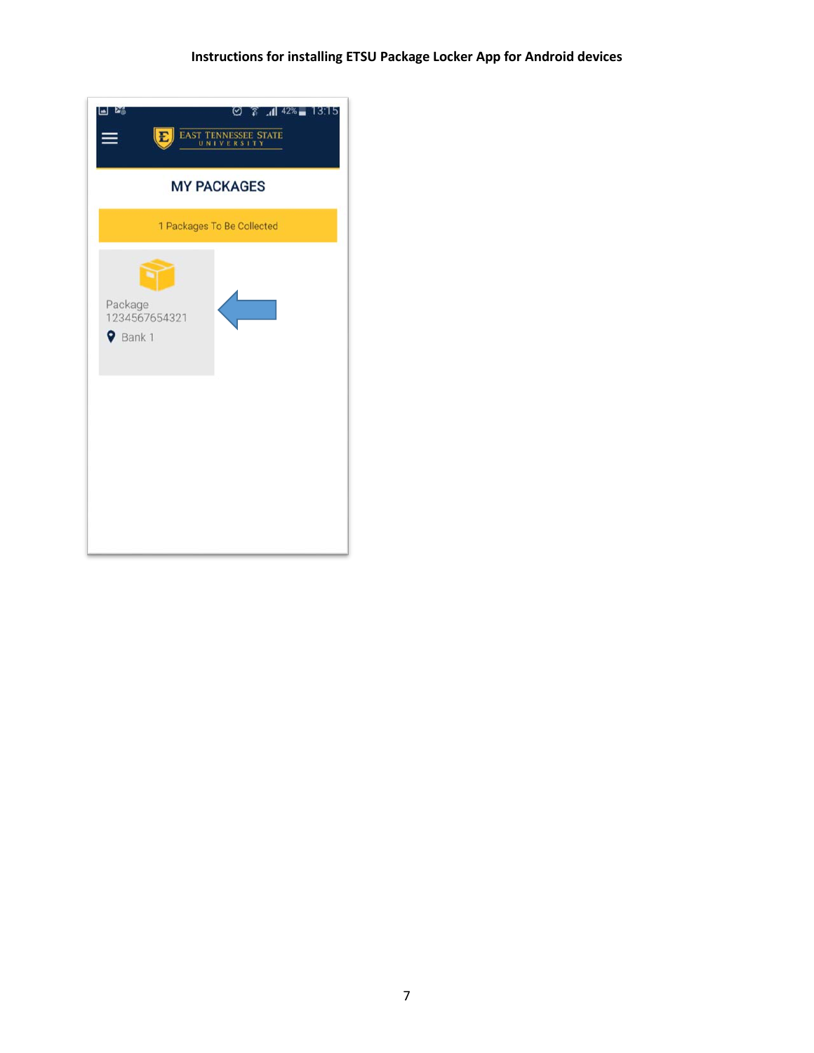MY PACKAGES

1 Packages To Be Collected

Package
1234567654321
Bank 1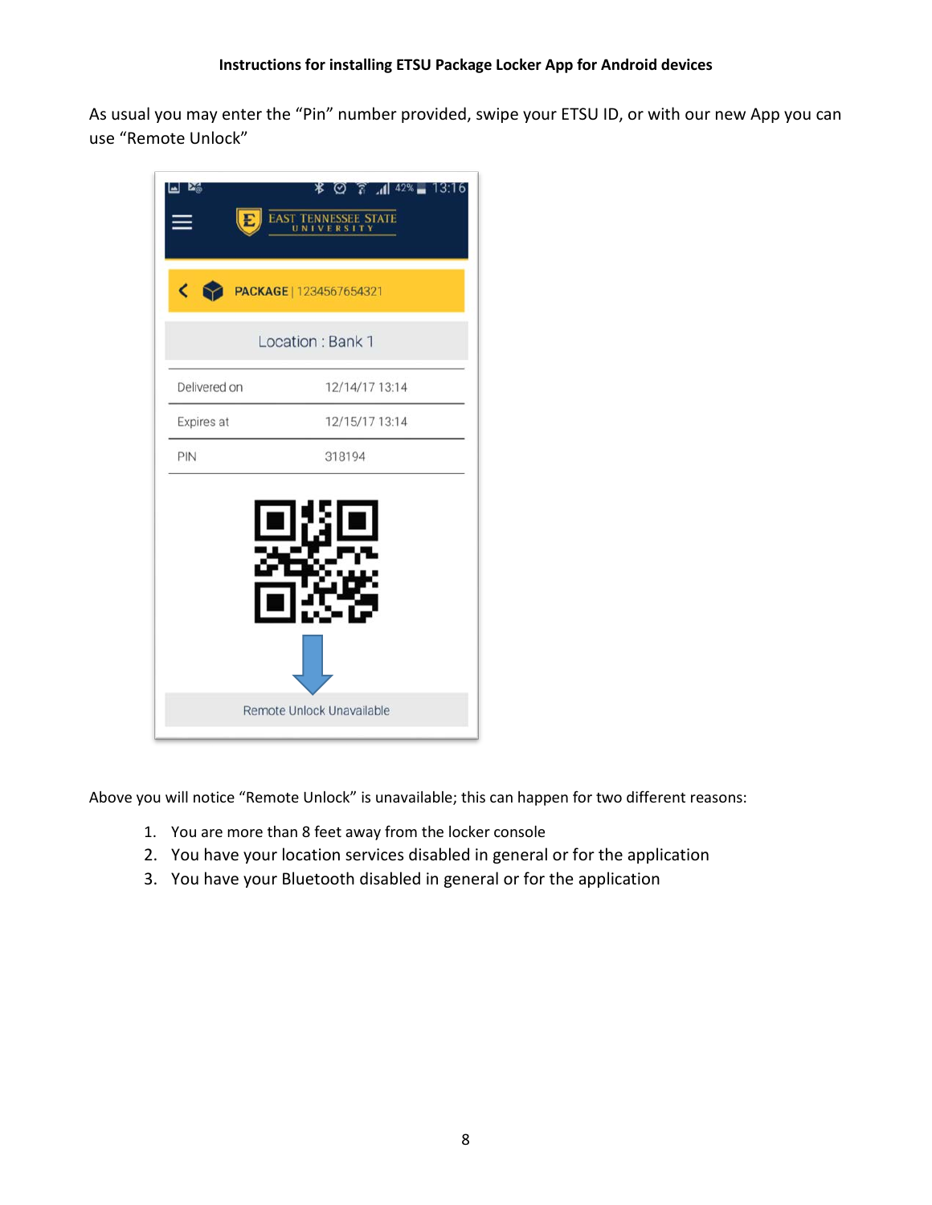**Instructions for installing ETSU Package Locker App for Android devices**

As usual you may enter the "Pin" number provided, swipe your ETSU ID, or with our new App you can use "Remote Unlock"

Above you will notice "Remote Unlock" is unavailable; this can happen for two different reasons:

1. You are more than 8 feet away from the locker console
2. You have your location services disabled in general or for the application
3. You have your Bluetooth disabled in general or for the application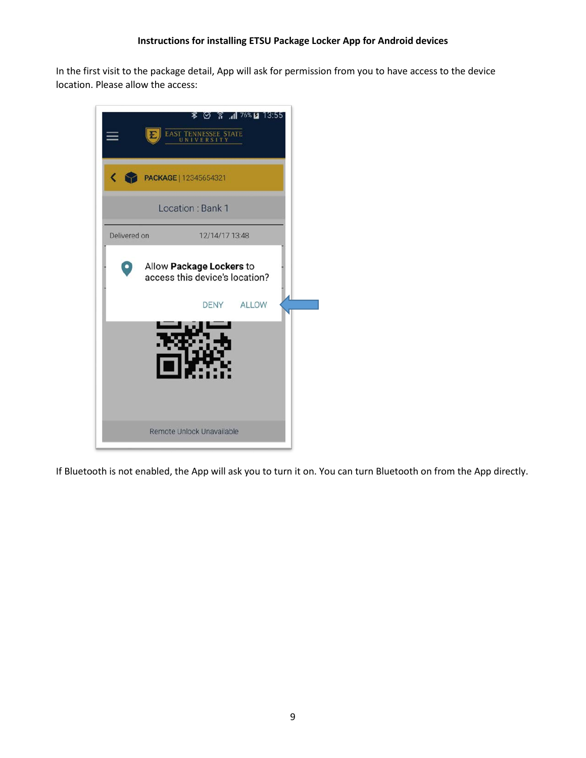**Instructions for installing ETSU Package Locker App for Android devices**

In the first visit to the package detail, App will ask for permission from you to have access to the device location. Please allow the access:

If Bluetooth is not enabled, the App will ask you to turn it on. You can turn Bluetooth on from the App directly.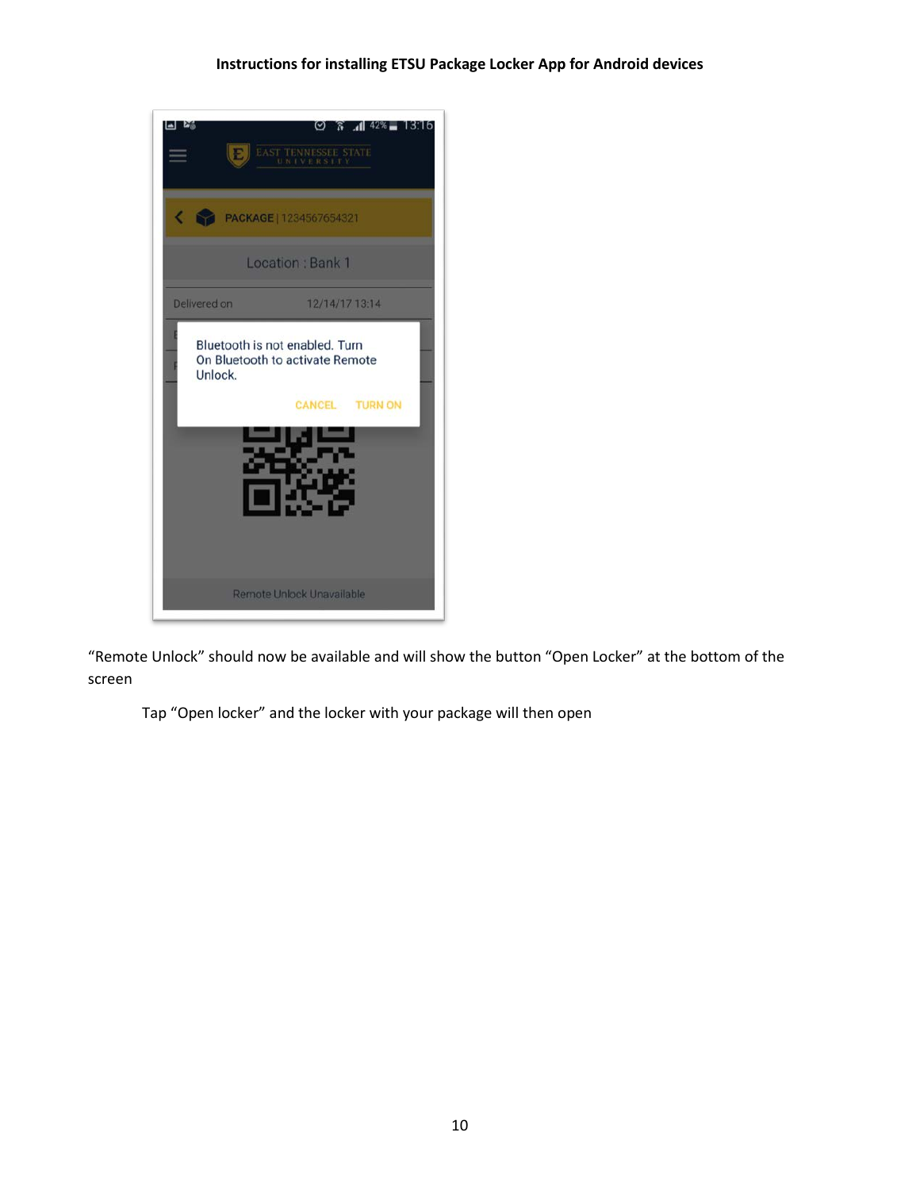“Remote Unlock” should now be available and will show the button “Open Locker” at the bottom of the screen

Tap “Open locker” and the locker with your package will then open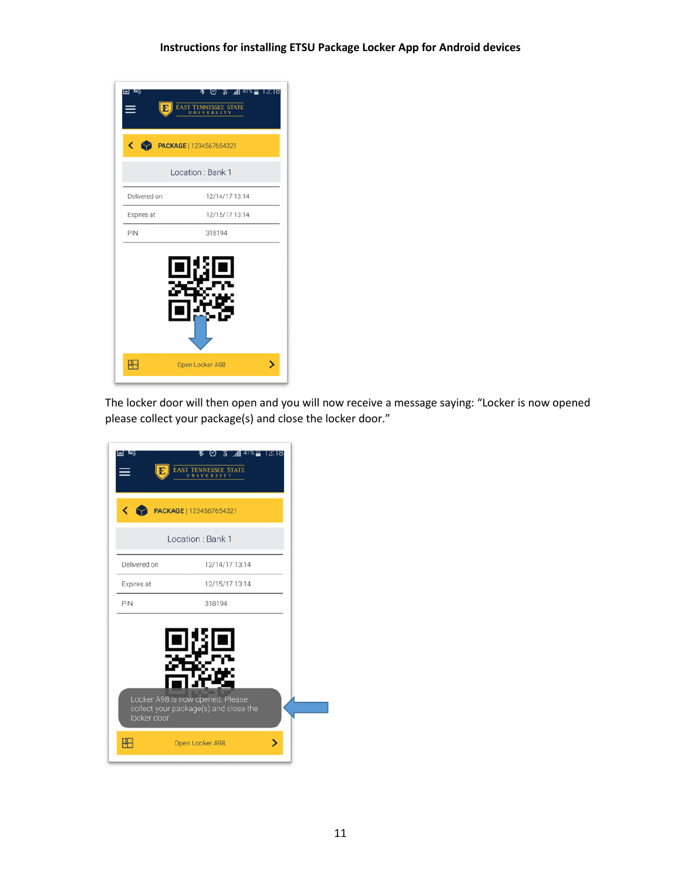**Instructions for installing ETSU Package Locker App for Android devices**

The locker door will then open and you will now receive a message saying: "Locker is now opened please collect your package(s) and close the locker door."